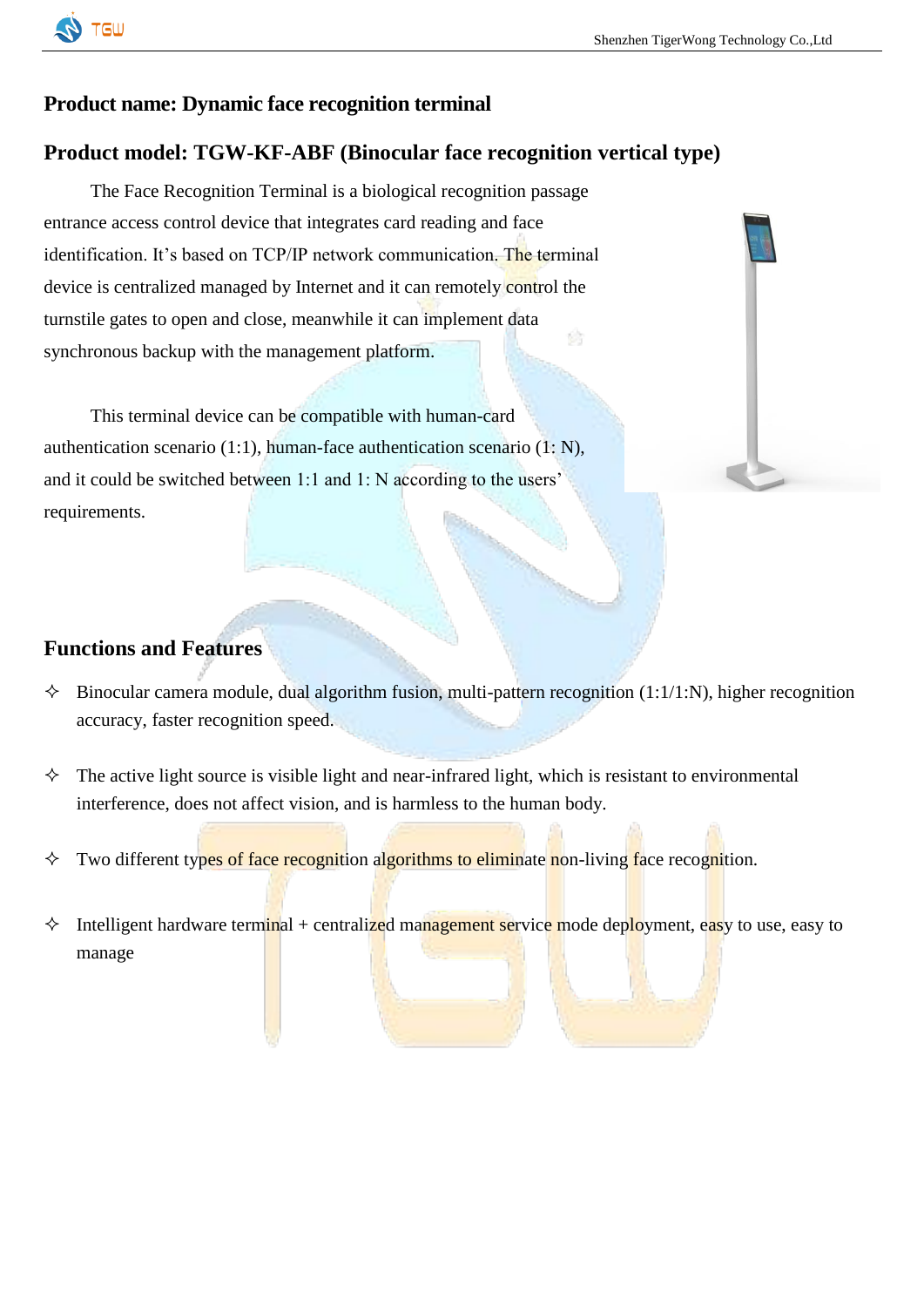## Product name: Dynamic face recognition terminal

## Product model: TGW-KF-ABF (Binocular face recognition vertical type)

The Face Recognition Terminal is a biological recognition passage entrance access control device that integrates card reading and face identification. It's based on TCP/IP network communication. The terminal device is centralized managed by Internet and it can remotely control the turnstile gates to open and close, meanwhile it can implement data synchronous backup with the management platform.

This terminal device can be compatible with human-card authentication scenario (1:1), human-face authentication scenario (1: N), and it could be switched between 1:1 and 1: N according to the users' requirements.

## Functions and Features

- ✧ Binocular camera module, dual algorithm fusion, multi-pattern recognition (1:1/1:N), higher recognition accuracy, faster recognition speed.
- ✧ The active light source is visible light and near-infrared light, which is resistant to environmental interference, does not affect vision, and is harmless to the human body.
- ✧ Two different types of face recognition algorithms to eliminate non-living face recognition.
- ✧ Intelligent hardware terminal + centralized management service mode deployment, easy to use, easy to manage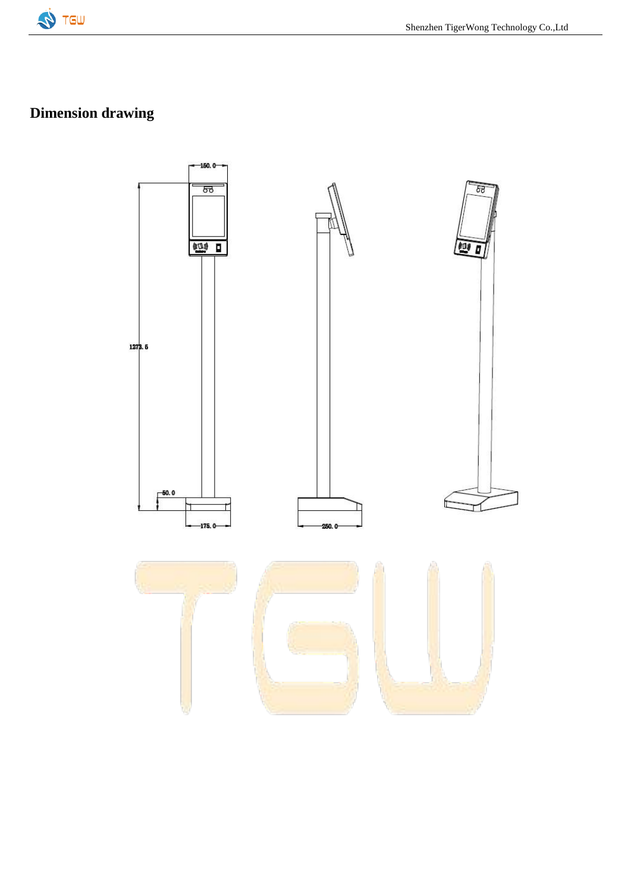# Dimension drawing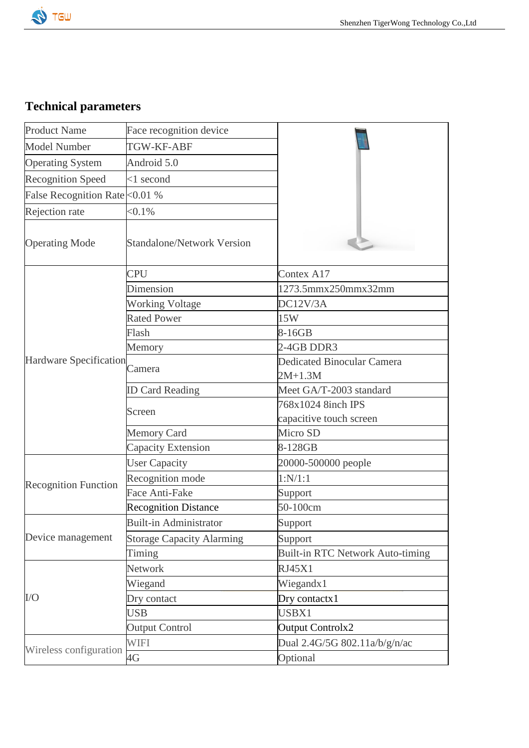## Technical parameters

| | | |
|---|---|---|
| Product Name | Face recognition device | |
| Model Number | TGW-KF-ABF | |
| Operating System | Android 5.0 | |
| Recognition Speed | <1 second | |
| False Recognition Rate | <0.01 % | |
| Rejection rate | <0.1% | |
| Operating Mode | Standalone/Network Version | |
| Hardware Specification | CPU | Contex A17 |
| | Dimension | 1273.5mmx250mmx32mm |
| | Working Voltage | DC12V/3A |
| | Rated Power | 15W |
| | Flash | 8-16GB |
| | Memory | 2-4GB DDR3 |
| | Camera | Dedicated Binocular Camera 2M+1.3M |
| | ID Card Reading | Meet GA/T-2003 standard |
| | Screen | 768x1024 8inch IPS capacitive touch screen |
| | Memory Card | Micro SD |
| | Capacity Extension | 8-128GB |
| Recognition Function | User Capacity | 20000-500000 people |
| | Recognition mode | 1:N/1:1 |
| | Face Anti-Fake | Support |
| | Recognition Distance | 50-100cm |
| Device management | Built-in Administrator | Support |
| | Storage Capacity Alarming | Support |
| | Timing | Built-in RTC Network Auto-timing |
| I/O | Network | RJ45X1 |
| | Wiegand | Wiegandx1 |
| | Dry contact | Dry contactx1 |
| | USB | USBX1 |
| | Output Control | Output Controlx2 |
| Wireless configuration | WIFI | Dual 2.4G/5G 802.11a/b/g/n/ac |
| | 4G | Optional |